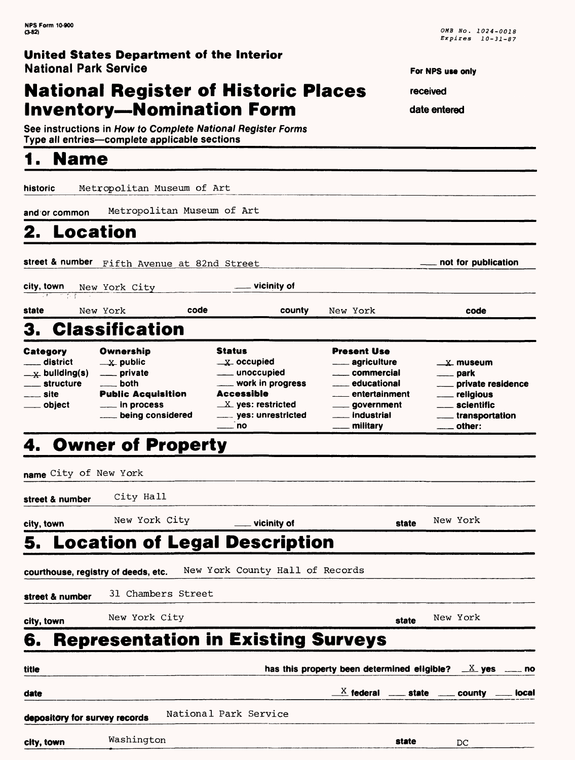NPS Form 10-900
(3-82)

OMB No. 1024-0018
Expires 10-31-87

**United States Department of the Interior**
**National Park Service**

**For NPS use only**

received

date entered

# National Register of Historic Places Inventory—Nomination Form

See instructions in *How to Complete National Register Forms*
Type all entries—complete applicable sections

## 1. Name

historic Metropolitan Museum of Art

and/or common Metropolitan Museum of Art

## 2. Location

street & number Fifth Avenue at 82nd Street ___ not for publication

city, town New York City ___ vicinity of

state New York code county New York code

## 3. Classification

| Category | Ownership | Status | Present Use | |
|---|---|---|---|---|
| ___ district | _X_ public | _X_ occupied | ___ agriculture | _X_ museum |
| _X_ building(s) | ___ private | ___ unoccupied | ___ commercial | ___ park |
| ___ structure | ___ both | ___ work in progress | ___ educational | ___ private residence |
| ___ site | **Public Acquisition** | **Accessible** | ___ entertainment | ___ religious |
| ___ object | ___ in process | _X_ yes: restricted | ___ government | ___ scientific |
| | ___ being considered | ___ yes: unrestricted | ___ industrial | ___ transportation |
| | | ___ no | ___ military | ___ other: |

## 4. Owner of Property

name City of New York

street & number City Hall

city, town New York City ___ vicinity of state New York

## 5. Location of Legal Description

courthouse, registry of deeds, etc. New York County Hall of Records

street & number 31 Chambers Street

city, town New York City state New York

## 6. Representation in Existing Surveys

title has this property been determined eligible? _X_ yes ___ no

date _X_ federal ___ state ___ county ___ local

depository for survey records National Park Service

city, town Washington state DC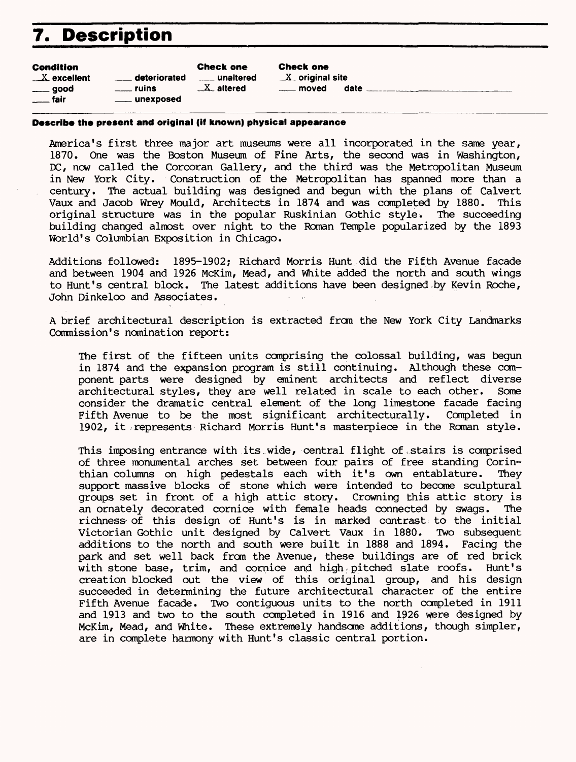# 7. Description

| Condition | | Check one | Check one |
|---|---|---|---|
| _X_ excellent | ___ deteriorated | ___ unaltered | _X_ original site |
| ___ good | ___ ruins | _X_ altered | ___ moved date ______ |
| ___ fair | ___ unexposed | | |

**Describe the present and original (if known) physical appearance**

America's first three major art museums were all incorporated in the same year, 1870. One was the Boston Museum of Fine Arts, the second was in Washington, DC, now called the Corcoran Gallery, and the third was the Metropolitan Museum in New York City. Construction of the Metropolitan has spanned more than a century. The actual building was designed and begun with the plans of Calvert Vaux and Jacob Wrey Mould, Architects in 1874 and was completed by 1880. This original structure was in the popular Ruskinian Gothic style. The succeeding building changed almost over night to the Roman Temple popularized by the 1893 World's Columbian Exposition in Chicago.

Additions followed: 1895-1902; Richard Morris Hunt did the Fifth Avenue facade and between 1904 and 1926 McKim, Mead, and White added the north and south wings to Hunt's central block. The latest additions have been designed by Kevin Roche, John Dinkeloo and Associates.

A brief architectural description is extracted from the New York City Landmarks Commission's nomination report:

> The first of the fifteen units comprising the colossal building, was begun in 1874 and the expansion program is still continuing. Although these component parts were designed by eminent architects and reflect diverse architectural styles, they are well related in scale to each other. Some consider the dramatic central element of the long limestone facade facing Fifth Avenue to be the most significant architecturally. Completed in 1902, it represents Richard Morris Hunt's masterpiece in the Roman style.
>
> This imposing entrance with its wide, central flight of stairs is comprised of three monumental arches set between four pairs of free standing Corinthian columns on high pedestals each with it's own entablature. They support massive blocks of stone which were intended to become sculptural groups set in front of a high attic story. Crowning this attic story is an ornately decorated cornice with female heads connected by swags. The richness of this design of Hunt's is in marked contrast to the initial Victorian Gothic unit designed by Calvert Vaux in 1880. Two subsequent additions to the north and south were built in 1888 and 1894. Facing the park and set well back from the Avenue, these buildings are of red brick with stone base, trim, and cornice and high pitched slate roofs. Hunt's creation blocked out the view of this original group, and his design succeeded in determining the future architectural character of the entire Fifth Avenue facade. Two contiguous units to the north completed in 1911 and 1913 and two to the south completed in 1916 and 1926 were designed by McKim, Mead, and White. These extremely handsome additions, though simpler, are in complete harmony with Hunt's classic central portion.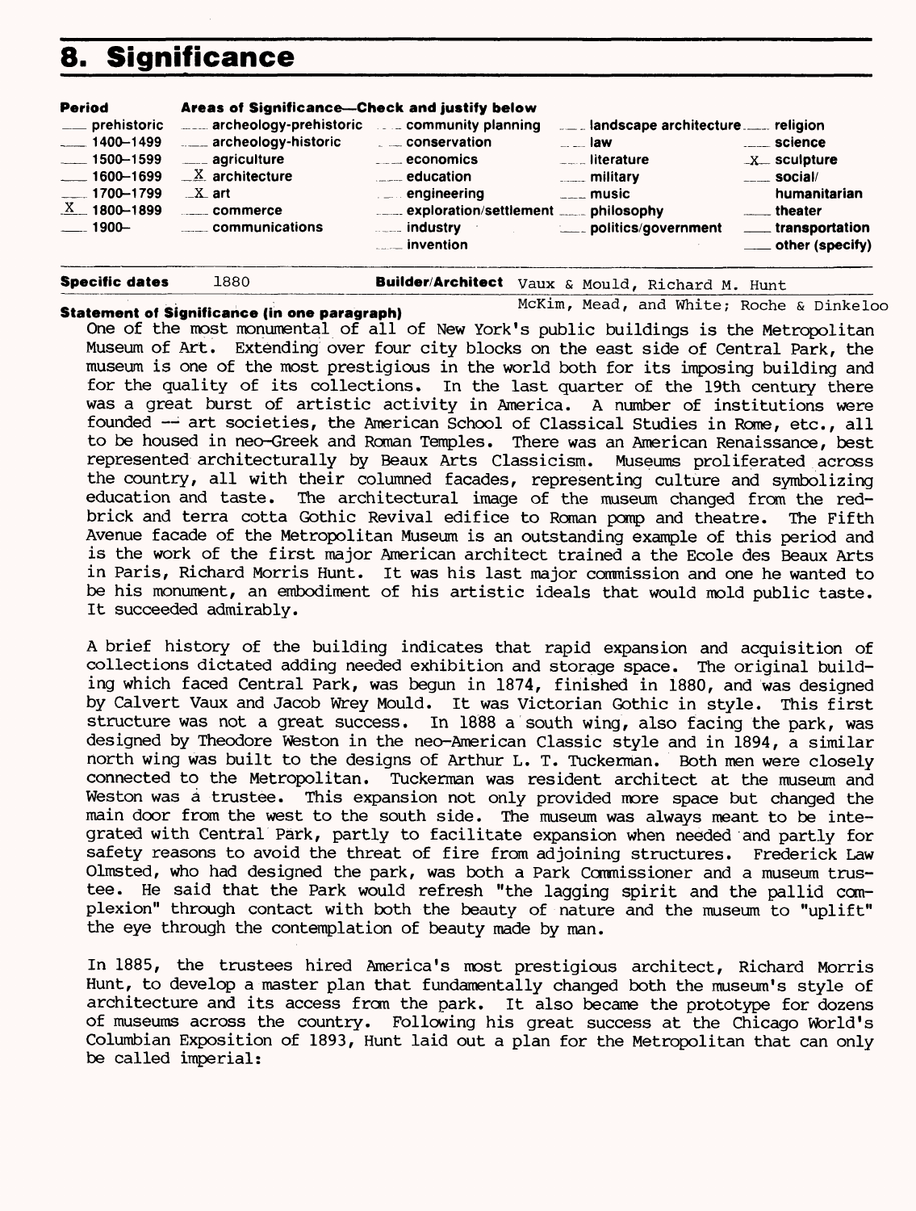# 8. Significance

| Period | Areas of Significance—Check and justify below | | | |
|---|---|---|---|---|
| ___ prehistoric | ___ archeology-prehistoric | ___ community planning | ___ landscape architecture | ___ religion |
| ___ 1400–1499 | ___ archeology-historic | ___ conservation | ___ law | ___ science |
| ___ 1500–1599 | ___ agriculture | ___ economics | ___ literature | _X_ sculpture |
| ___ 1600–1699 | _X_ architecture | ___ education | ___ military | ___ social/humanitarian |
| ___ 1700–1799 | _X_ art | ___ engineering | ___ music | ___ theater |
| _X_ 1800–1899 | ___ commerce | ___ exploration/settlement | ___ philosophy | ___ transportation |
| ___ 1900– | ___ communications | ___ industry | ___ politics/government | ___ other (specify) |
| | | ___ invention | | |

**Specific dates** 1880 **Builder/Architect** Vaux & Mould, Richard M. Hunt McKim, Mead, and White; Roche & Dinkeloo

**Statement of Significance (in one paragraph)**

One of the most monumental of all of New York's public buildings is the Metropolitan Museum of Art. Extending over four city blocks on the east side of Central Park, the museum is one of the most prestigious in the world both for its imposing building and for the quality of its collections. In the last quarter of the 19th century there was a great burst of artistic activity in America. A number of institutions were founded -- art societies, the American School of Classical Studies in Rome, etc., all to be housed in neo-Greek and Roman Temples. There was an American Renaissance, best represented architecturally by Beaux Arts Classicism. Museums proliferated across the country, all with their columned facades, representing culture and symbolizing education and taste. The architectural image of the museum changed from the red-brick and terra cotta Gothic Revival edifice to Roman pomp and theatre. The Fifth Avenue facade of the Metropolitan Museum is an outstanding example of this period and is the work of the first major American architect trained a the Ecole des Beaux Arts in Paris, Richard Morris Hunt. It was his last major commission and one he wanted to be his monument, an embodiment of his artistic ideals that would mold public taste. It succeeded admirably.

A brief history of the building indicates that rapid expansion and acquisition of collections dictated adding needed exhibition and storage space. The original building which faced Central Park, was begun in 1874, finished in 1880, and was designed by Calvert Vaux and Jacob Wrey Mould. It was Victorian Gothic in style. This first structure was not a great success. In 1888 a south wing, also facing the park, was designed by Theodore Weston in the neo-American Classic style and in 1894, a similar north wing was built to the designs of Arthur L. T. Tuckerman. Both men were closely connected to the Metropolitan. Tuckerman was resident architect at the museum and Weston was a trustee. This expansion not only provided more space but changed the main door from the west to the south side. The museum was always meant to be integrated with Central Park, partly to facilitate expansion when needed and partly for safety reasons to avoid the threat of fire from adjoining structures. Frederick Law Olmsted, who had designed the park, was both a Park Commissioner and a museum trustee. He said that the Park would refresh "the lagging spirit and the pallid complexion" through contact with both the beauty of nature and the museum to "uplift" the eye through the contemplation of beauty made by man.

In 1885, the trustees hired America's most prestigious architect, Richard Morris Hunt, to develop a master plan that fundamentally changed both the museum's style of architecture and its access from the park. It also became the prototype for dozens of museums across the country. Following his great success at the Chicago World's Columbian Exposition of 1893, Hunt laid out a plan for the Metropolitan that can only be called imperial: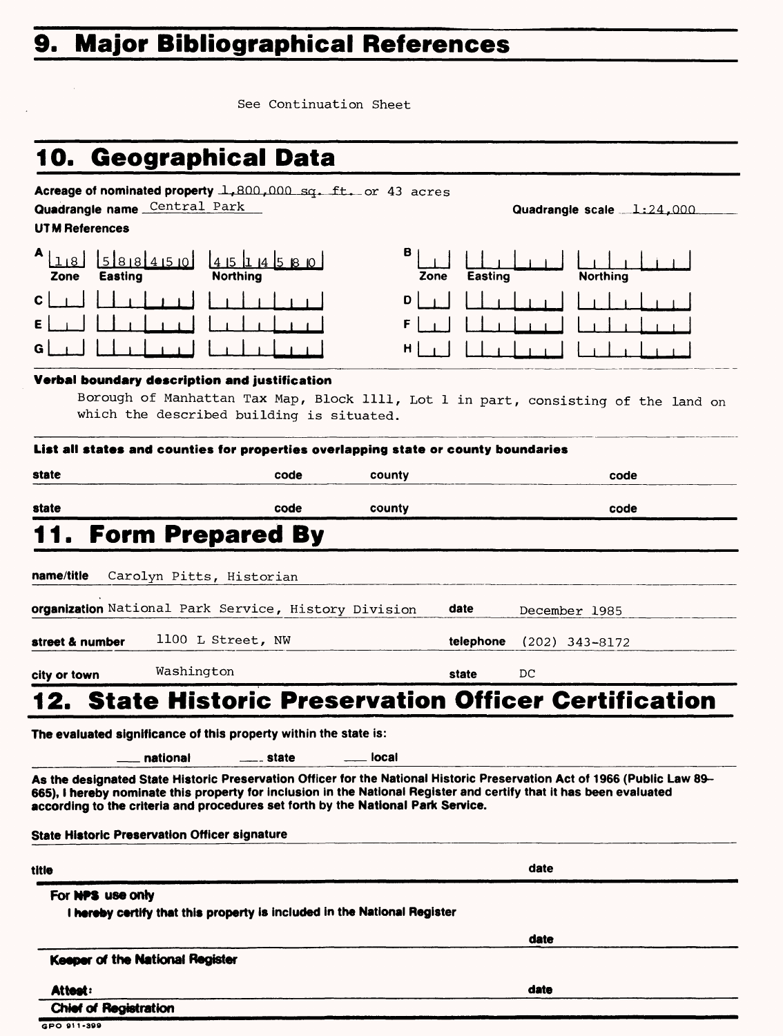# 9. Major Bibliographical References

See Continuation Sheet

# 10. Geographical Data

**Acreage of nominated property** 1,800,000 sq. ft. or 43 acres

**Quadrangle name** Central Park **Quadrangle scale** 1:24,000

**UTM References**

| | Zone | Easting | Northing | | Zone | Easting | Northing |
|---|---|---|---|---|---|---|---|
| A | 18 | 588450 | 4514580 | B | | | |
| C | | | | D | | | |
| E | | | | F | | | |
| G | | | | H | | | |

**Verbal boundary description and justification**

Borough of Manhattan Tax Map, Block 1111, Lot 1 in part, consisting of the land on which the described building is situated.

**List all states and counties for properties overlapping state or county boundaries**

| state | code | county | code |
|---|---|---|---|
| state | code | county | code |

# 11. Form Prepared By

**name/title** Carolyn Pitts, Historian

**organization** National Park Service, History Division **date** December 1985

**street & number** 1100 L Street, NW **telephone** (202) 343-8172

**city or town** Washington **state** DC

# 12. State Historic Preservation Officer Certification

**The evaluated significance of this property within the state is:**

___ national ___ state ___ local

**As the designated State Historic Preservation Officer for the National Historic Preservation Act of 1966 (Public Law 89–665), I hereby nominate this property for inclusion in the National Register and certify that it has been evaluated according to the criteria and procedures set forth by the National Park Service.**

**State Historic Preservation Officer signature**

**title** **date**

**For NPS use only**

**I hereby certify that this property is included in the National Register**

**date**

**Keeper of the National Register**

**Attest:** **date**

**Chief of Registration**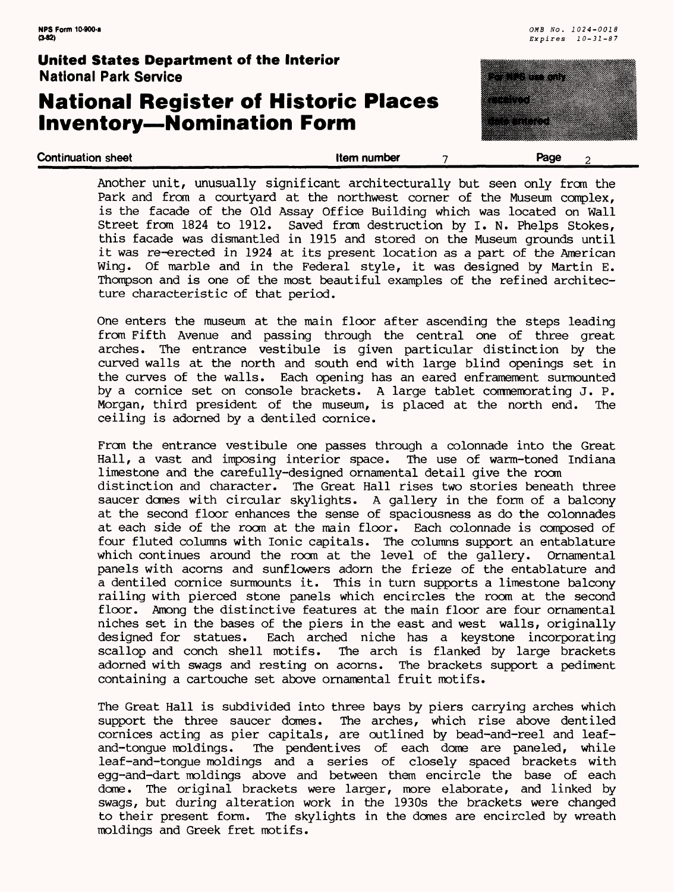Another unit, unusually significant architecturally but seen only from the Park and from a courtyard at the northwest corner of the Museum complex, is the facade of the Old Assay Office Building which was located on Wall Street from 1824 to 1912. Saved from destruction by I. N. Phelps Stokes, this facade was dismantled in 1915 and stored on the Museum grounds until it was re-erected in 1924 at its present location as a part of the American Wing. Of marble and in the Federal style, it was designed by Martin E. Thompson and is one of the most beautiful examples of the refined architecture characteristic of that period.

One enters the museum at the main floor after ascending the steps leading from Fifth Avenue and passing through the central one of three great arches. The entrance vestibule is given particular distinction by the curved walls at the north and south end with large blind openings set in the curves of the walls. Each opening has an eared enframement surmounted by a cornice set on console brackets. A large tablet commemorating J. P. Morgan, third president of the museum, is placed at the north end. The ceiling is adorned by a dentiled cornice.

From the entrance vestibule one passes through a colonnade into the Great Hall, a vast and imposing interior space. The use of warm-toned Indiana limestone and the carefully-designed ornamental detail give the room distinction and character. The Great Hall rises two stories beneath three saucer domes with circular skylights. A gallery in the form of a balcony at the second floor enhances the sense of spaciousness as do the colonnades at each side of the room at the main floor. Each colonnade is composed of four fluted columns with Ionic capitals. The columns support an entablature which continues around the room at the level of the gallery. Ornamental panels with acorns and sunflowers adorn the frieze of the entablature and a dentiled cornice surmounts it. This in turn supports a limestone balcony railing with pierced stone panels which encircles the room at the second floor. Among the distinctive features at the main floor are four ornamental niches set in the bases of the piers in the east and west walls, originally designed for statues. Each arched niche has a keystone incorporating scallop and conch shell motifs. The arch is flanked by large brackets adorned with swags and resting on acorns. The brackets support a pediment containing a cartouche set above ornamental fruit motifs.

The Great Hall is subdivided into three bays by piers carrying arches which support the three saucer domes. The arches, which rise above dentiled cornices acting as pier capitals, are outlined by bead-and-reel and leaf-and-tongue moldings. The pendentives of each dome are paneled, while leaf-and-tongue moldings and a series of closely spaced brackets with egg-and-dart moldings above and between them encircle the base of each dome. The original brackets were larger, more elaborate, and linked by swags, but during alteration work in the 1930s the brackets were changed to their present form. The skylights in the domes are encircled by wreath moldings and Greek fret motifs.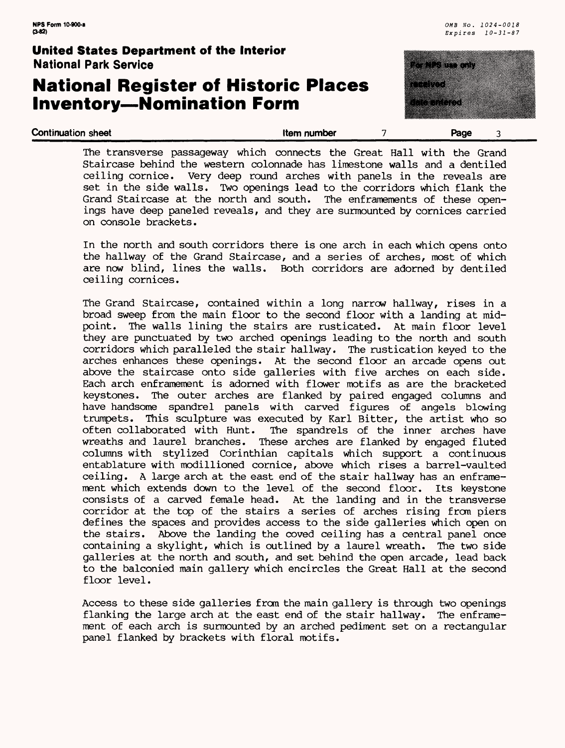The transverse passageway which connects the Great Hall with the Grand Staircase behind the western colonnade has limestone walls and a dentiled ceiling cornice. Very deep round arches with panels in the reveals are set in the side walls. Two openings lead to the corridors which flank the Grand Staircase at the north and south. The enframements of these openings have deep paneled reveals, and they are surmounted by cornices carried on console brackets.

In the north and south corridors there is one arch in each which opens onto the hallway of the Grand Staircase, and a series of arches, most of which are now blind, lines the walls. Both corridors are adorned by dentiled ceiling cornices.

The Grand Staircase, contained within a long narrow hallway, rises in a broad sweep from the main floor to the second floor with a landing at mid-point. The walls lining the stairs are rusticated. At main floor level they are punctuated by two arched openings leading to the north and south corridors which paralleled the stair hallway. The rustication keyed to the arches enhances these openings. At the second floor an arcade opens out above the staircase onto side galleries with five arches on each side. Each arch enframement is adorned with flower motifs as are the bracketed keystones. The outer arches are flanked by paired engaged columns and have handsome spandrel panels with carved figures of angels blowing trumpets. This sculpture was executed by Karl Bitter, the artist who so often collaborated with Hunt. The spandrels of the inner arches have wreaths and laurel branches. These arches are flanked by engaged fluted columns with stylized Corinthian capitals which support a continuous entablature with modillioned cornice, above which rises a barrel-vaulted ceiling. A large arch at the east end of the stair hallway has an enframement which extends down to the level of the second floor. Its keystone consists of a carved female head. At the landing and in the transverse corridor at the top of the stairs a series of arches rising from piers defines the spaces and provides access to the side galleries which open on the stairs. Above the landing the coved ceiling has a central panel once containing a skylight, which is outlined by a laurel wreath. The two side galleries at the north and south, and set behind the open arcade, lead back to the balconied main gallery which encircles the Great Hall at the second floor level.

Access to these side galleries from the main gallery is through two openings flanking the large arch at the east end of the stair hallway. The enframement of each arch is surmounted by an arched pediment set on a rectangular panel flanked by brackets with floral motifs.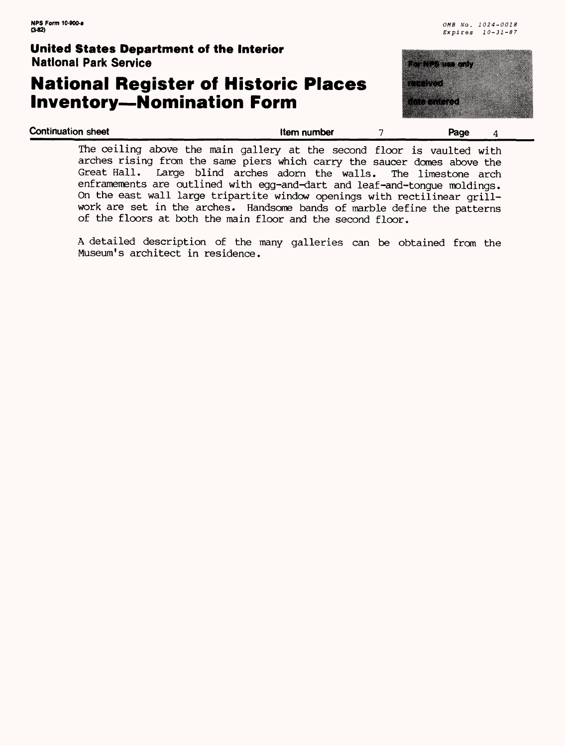The ceiling above the main gallery at the second floor is vaulted with arches rising from the same piers which carry the saucer domes above the Great Hall. Large blind arches adorn the walls. The limestone arch enframements are outlined with egg-and-dart and leaf-and-tongue moldings. On the east wall large tripartite window openings with rectilinear grill-work are set in the arches. Handsome bands of marble define the patterns of the floors at both the main floor and the second floor.

A detailed description of the many galleries can be obtained from the Museum's architect in residence.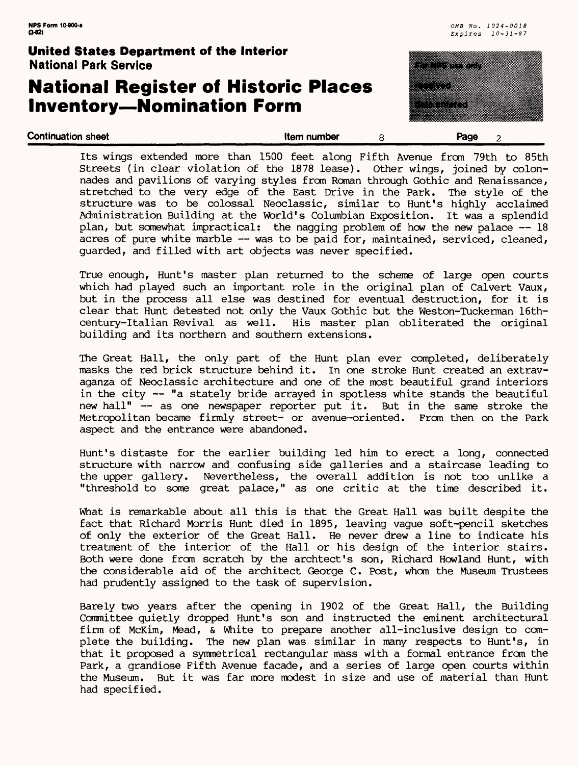Its wings extended more than 1500 feet along Fifth Avenue from 79th to 85th Streets (in clear violation of the 1878 lease). Other wings, joined by colonnades and pavilions of varying styles from Roman through Gothic and Renaissance, stretched to the very edge of the East Drive in the Park. The style of the structure was to be colossal Neoclassic, similar to Hunt's highly acclaimed Administration Building at the World's Columbian Exposition. It was a splendid plan, but somewhat impractical: the nagging problem of how the new palace -- 18 acres of pure white marble -- was to be paid for, maintained, serviced, cleaned, guarded, and filled with art objects was never specified.

True enough, Hunt's master plan returned to the scheme of large open courts which had played such an important role in the original plan of Calvert Vaux, but in the process all else was destined for eventual destruction, for it is clear that Hunt detested not only the Vaux Gothic but the Weston-Tuckerman 16th-century-Italian Revival as well. His master plan obliterated the original building and its northern and southern extensions.

The Great Hall, the only part of the Hunt plan ever completed, deliberately masks the red brick structure behind it. In one stroke Hunt created an extravaganza of Neoclassic architecture and one of the most beautiful grand interiors in the city -- "a stately bride arrayed in spotless white stands the beautiful new hall" -- as one newspaper reporter put it. But in the same stroke the Metropolitan became firmly street- or avenue-oriented. From then on the Park aspect and the entrance were abandoned.

Hunt's distaste for the earlier building led him to erect a long, connected structure with narrow and confusing side galleries and a staircase leading to the upper gallery. Nevertheless, the overall addition is not too unlike a "threshold to some great palace," as one critic at the time described it.

What is remarkable about all this is that the Great Hall was built despite the fact that Richard Morris Hunt died in 1895, leaving vague soft-pencil sketches of only the exterior of the Great Hall. He never drew a line to indicate his treatment of the interior of the Hall or his design of the interior stairs. Both were done from scratch by the archtect's son, Richard Howland Hunt, with the considerable aid of the architect George C. Post, whom the Museum Trustees had prudently assigned to the task of supervision.

Barely two years after the opening in 1902 of the Great Hall, the Building Committee quietly dropped Hunt's son and instructed the eminent architectural firm of McKim, Mead, & White to prepare another all-inclusive design to complete the building. The new plan was similar in many respects to Hunt's, in that it proposed a symmetrical rectangular mass with a formal entrance from the Park, a grandiose Fifth Avenue facade, and a series of large open courts within the Museum. But it was far more modest in size and use of material than Hunt had specified.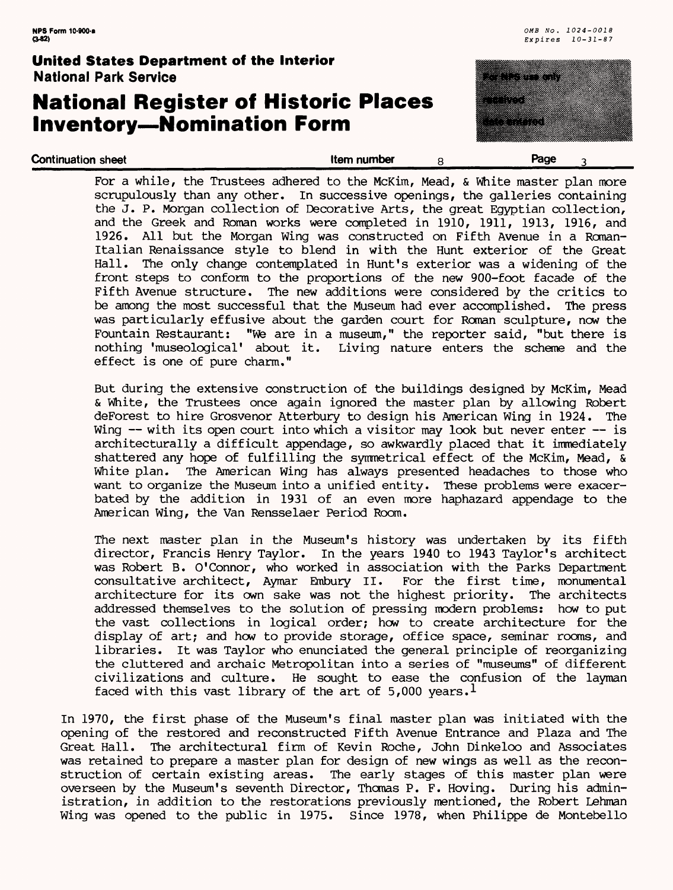For a while, the Trustees adhered to the McKim, Mead, & White master plan more scrupulously than any other. In successive openings, the galleries containing the J. P. Morgan collection of Decorative Arts, the great Egyptian collection, and the Greek and Roman works were completed in 1910, 1911, 1913, 1916, and 1926. All but the Morgan Wing was constructed on Fifth Avenue in a Roman-Italian Renaissance style to blend in with the Hunt exterior of the Great Hall. The only change contemplated in Hunt's exterior was a widening of the front steps to conform to the proportions of the new 900-foot facade of the Fifth Avenue structure. The new additions were considered by the critics to be among the most successful that the Museum had ever accomplished. The press was particularly effusive about the garden court for Roman sculpture, now the Fountain Restaurant: "We are in a museum," the reporter said, "but there is nothing 'museological' about it. Living nature enters the scheme and the effect is one of pure charm."

But during the extensive construction of the buildings designed by McKim, Mead & White, the Trustees once again ignored the master plan by allowing Robert deForest to hire Grosvenor Atterbury to design his American Wing in 1924. The Wing -- with its open court into which a visitor may look but never enter -- is architecturally a difficult appendage, so awkwardly placed that it immediately shattered any hope of fulfilling the symmetrical effect of the McKim, Mead, & White plan. The American Wing has always presented headaches to those who want to organize the Museum into a unified entity. These problems were exacerbated by the addition in 1931 of an even more haphazard appendage to the American Wing, the Van Rensselaer Period Room.

The next master plan in the Museum's history was undertaken by its fifth director, Francis Henry Taylor. In the years 1940 to 1943 Taylor's architect was Robert B. O'Connor, who worked in association with the Parks Department consultative architect, Aymar Embury II. For the first time, monumental architecture for its own sake was not the highest priority. The architects addressed themselves to the solution of pressing modern problems: how to put the vast collections in logical order; how to create architecture for the display of art; and how to provide storage, office space, seminar rooms, and libraries. It was Taylor who enunciated the general principle of reorganizing the cluttered and archaic Metropolitan into a series of "museums" of different civilizations and culture. He sought to ease the confusion of the layman faced with this vast library of the art of 5,000 years.[1]

In 1970, the first phase of the Museum's final master plan was initiated with the opening of the restored and reconstructed Fifth Avenue Entrance and Plaza and The Great Hall. The architectural firm of Kevin Roche, John Dinkeloo and Associates was retained to prepare a master plan for design of new wings as well as the reconstruction of certain existing areas. The early stages of this master plan were overseen by the Museum's seventh Director, Thomas P. F. Hoving. During his administration, in addition to the restorations previously mentioned, the Robert Lehman Wing was opened to the public in 1975. Since 1978, when Philippe de Montebello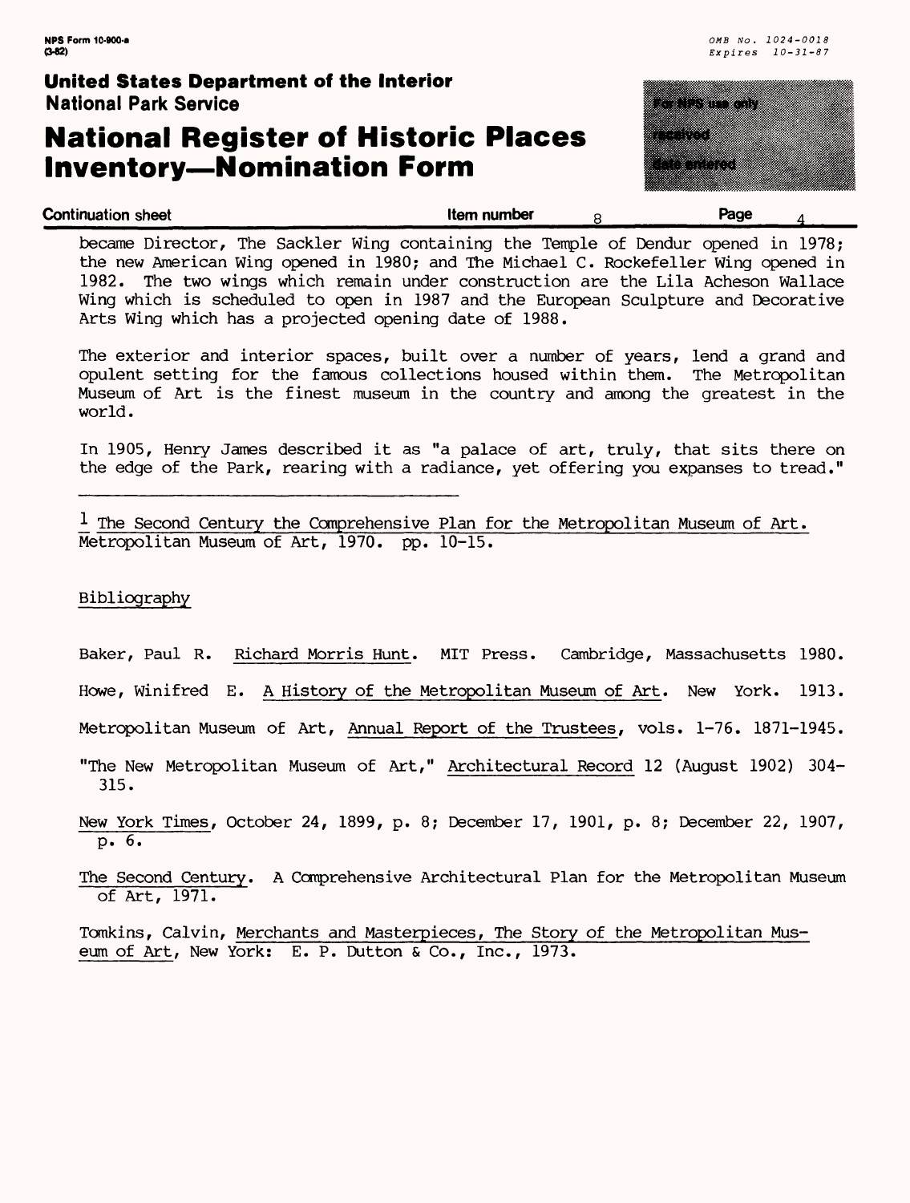became Director, The Sackler Wing containing the Temple of Dendur opened in 1978; the new American Wing opened in 1980; and The Michael C. Rockefeller Wing opened in 1982. The two wings which remain under construction are the Lila Acheson Wallace Wing which is scheduled to open in 1987 and the European Sculpture and Decorative Arts Wing which has a projected opening date of 1988.

The exterior and interior spaces, built over a number of years, lend a grand and opulent setting for the famous collections housed within them. The Metropolitan Museum of Art is the finest museum in the country and among the greatest in the world.

In 1905, Henry James described it as "a palace of art, truly, that sits there on the edge of the Park, rearing with a radiance, yet offering you expanses to tread."

---

[1] The Second Century the Comprehensive Plan for the Metropolitan Museum of Art. Metropolitan Museum of Art, 1970. pp. 10-15.

## Bibliography

Baker, Paul R. Richard Morris Hunt. MIT Press. Cambridge, Massachusetts 1980.

Howe, Winifred E. A History of the Metropolitan Museum of Art. New York. 1913.

Metropolitan Museum of Art, Annual Report of the Trustees, vols. 1-76. 1871-1945.

"The New Metropolitan Museum of Art," Architectural Record 12 (August 1902) 304-315.

New York Times, October 24, 1899, p. 8; December 17, 1901, p. 8; December 22, 1907, p. 6.

The Second Century. A Comprehensive Architectural Plan for the Metropolitan Museum of Art, 1971.

Tomkins, Calvin, Merchants and Masterpieces, The Story of the Metropolitan Museum of Art, New York: E. P. Dutton & Co., Inc., 1973.